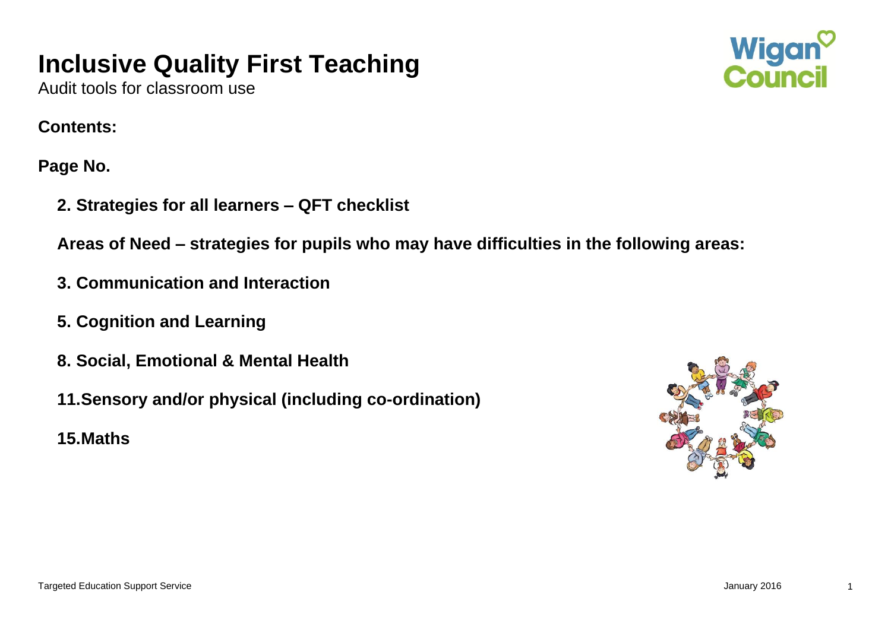# Inclusive Quality First Teaching

Audit tools for classroom use

**Contents:**

**Page No.**

**2. Strategies for all learners – QFT checklist**

**Areas of Need – strategies for pupils who may have difficulties in the following areas:**

**3. Communication and Interaction**

**5. Cognition and Learning**

**8. Social, Emotional & Mental Health**

**11.Sensory and/or physical (including co-ordination)**

**15.Maths**

Targeted Education Support Service

January 2016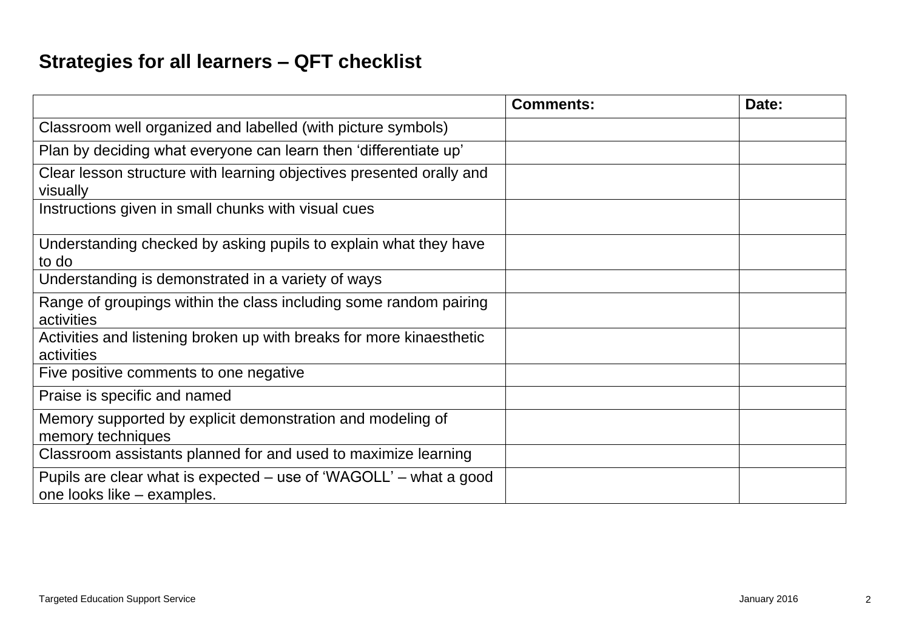## Strategies for all learners – QFT checklist

| | **Comments:** | **Date:** |
|---|---|---|
| Classroom well organized and labelled (with picture symbols) | | |
| Plan by deciding what everyone can learn then 'differentiate up' | | |
| Clear lesson structure with learning objectives presented orally and visually | | |
| Instructions given in small chunks with visual cues | | |
| Understanding checked by asking pupils to explain what they have to do | | |
| Understanding is demonstrated in a variety of ways | | |
| Range of groupings within the class including some random pairing activities | | |
| Activities and listening broken up with breaks for more kinaesthetic activities | | |
| Five positive comments to one negative | | |
| Praise is specific and named | | |
| Memory supported by explicit demonstration and modeling of memory techniques | | |
| Classroom assistants planned for and used to maximize learning | | |
| Pupils are clear what is expected – use of 'WAGOLL' – what a good one looks like – examples. | | |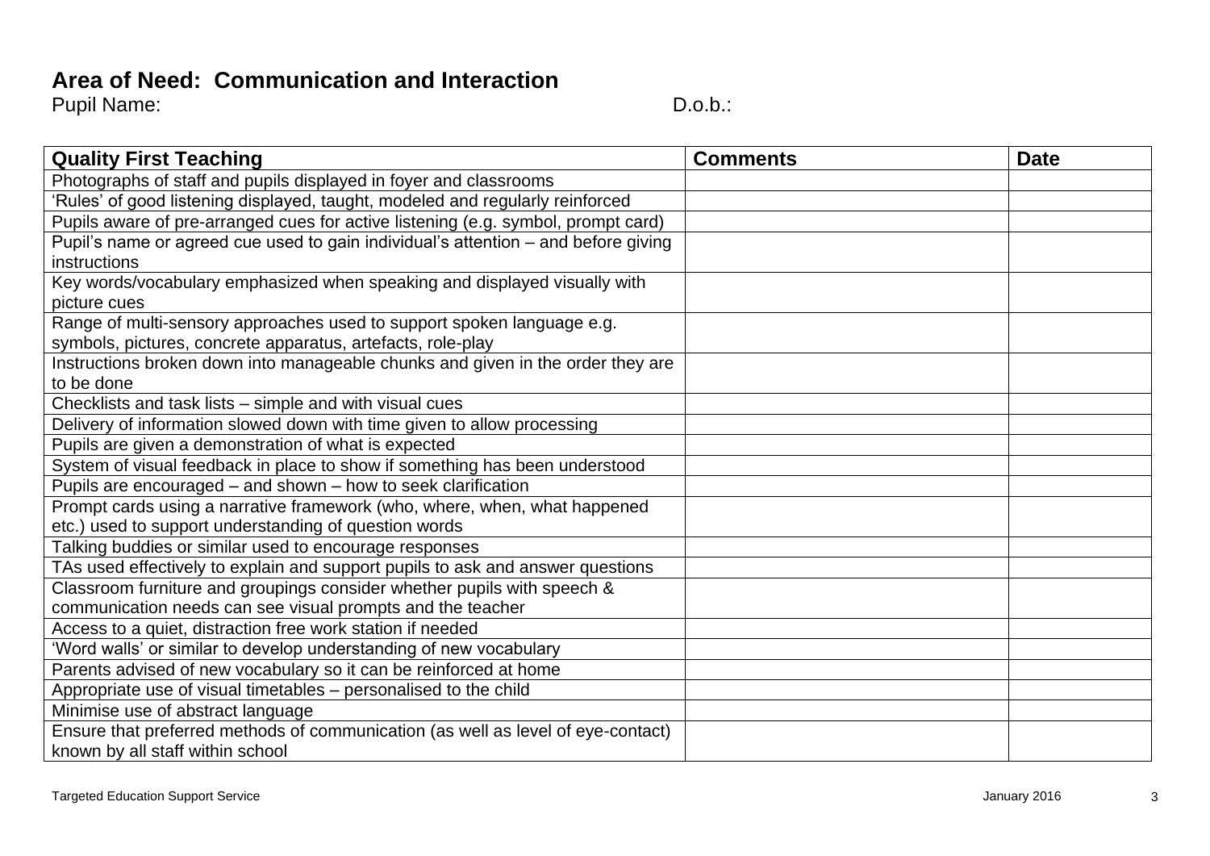## Area of Need: Communication and Interaction

Pupil Name: D.o.b.:

| Quality First Teaching | Comments | Date |
| --- | --- | --- |
| Photographs of staff and pupils displayed in foyer and classrooms | | |
| 'Rules' of good listening displayed, taught, modeled and regularly reinforced | | |
| Pupils aware of pre-arranged cues for active listening (e.g. symbol, prompt card) | | |
| Pupil's name or agreed cue used to gain individual's attention – and before giving instructions | | |
| Key words/vocabulary emphasized when speaking and displayed visually with picture cues | | |
| Range of multi-sensory approaches used to support spoken language e.g. symbols, pictures, concrete apparatus, artefacts, role-play | | |
| Instructions broken down into manageable chunks and given in the order they are to be done | | |
| Checklists and task lists – simple and with visual cues | | |
| Delivery of information slowed down with time given to allow processing | | |
| Pupils are given a demonstration of what is expected | | |
| System of visual feedback in place to show if something has been understood | | |
| Pupils are encouraged – and shown – how to seek clarification | | |
| Prompt cards using a narrative framework (who, where, when, what happened etc.) used to support understanding of question words | | |
| Talking buddies or similar used to encourage responses | | |
| TAs used effectively to explain and support pupils to ask and answer questions | | |
| Classroom furniture and groupings consider whether pupils with speech & communication needs can see visual prompts and the teacher | | |
| Access to a quiet, distraction free work station if needed | | |
| 'Word walls' or similar to develop understanding of new vocabulary | | |
| Parents advised of new vocabulary so it can be reinforced at home | | |
| Appropriate use of visual timetables – personalised to the child | | |
| Minimise use of abstract language | | |
| Ensure that preferred methods of communication (as well as level of eye-contact) known by all staff within school | | |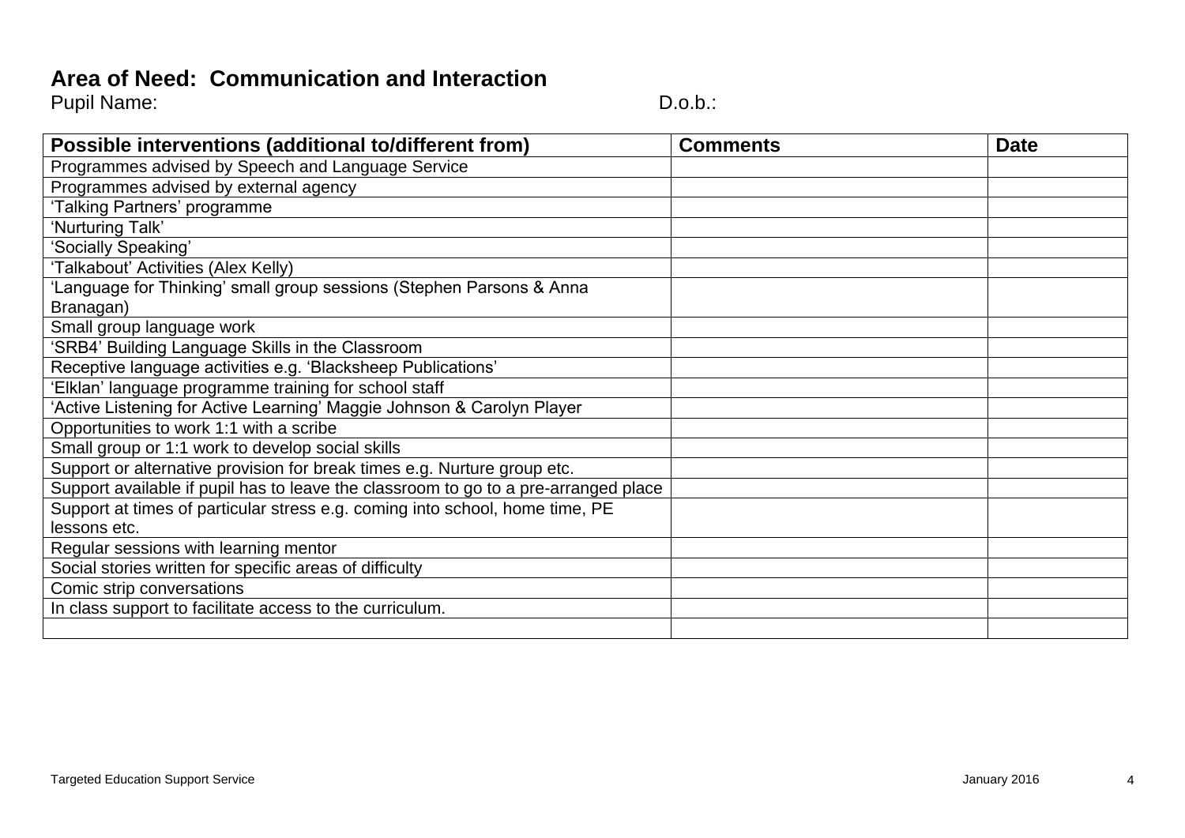## Area of Need: Communication and Interaction

Pupil Name: D.o.b.:

| Possible interventions (additional to/different from) | Comments | Date |
| --- | --- | --- |
| Programmes advised by Speech and Language Service | | |
| Programmes advised by external agency | | |
| 'Talking Partners' programme | | |
| 'Nurturing Talk' | | |
| 'Socially Speaking' | | |
| 'Talkabout' Activities (Alex Kelly) | | |
| 'Language for Thinking' small group sessions (Stephen Parsons & Anna Branagan) | | |
| Small group language work | | |
| 'SRB4' Building Language Skills in the Classroom | | |
| Receptive language activities e.g. 'Blacksheep Publications' | | |
| 'Elklan' language programme training for school staff | | |
| 'Active Listening for Active Learning' Maggie Johnson & Carolyn Player | | |
| Opportunities to work 1:1 with a scribe | | |
| Small group or 1:1 work to develop social skills | | |
| Support or alternative provision for break times e.g. Nurture group etc. | | |
| Support available if pupil has to leave the classroom to go to a pre-arranged place | | |
| Support at times of particular stress e.g. coming into school, home time, PE lessons etc. | | |
| Regular sessions with learning mentor | | |
| Social stories written for specific areas of difficulty | | |
| Comic strip conversations | | |
| In class support to facilitate access to the curriculum. | | |
| | | |

Targeted Education Support Service January 2016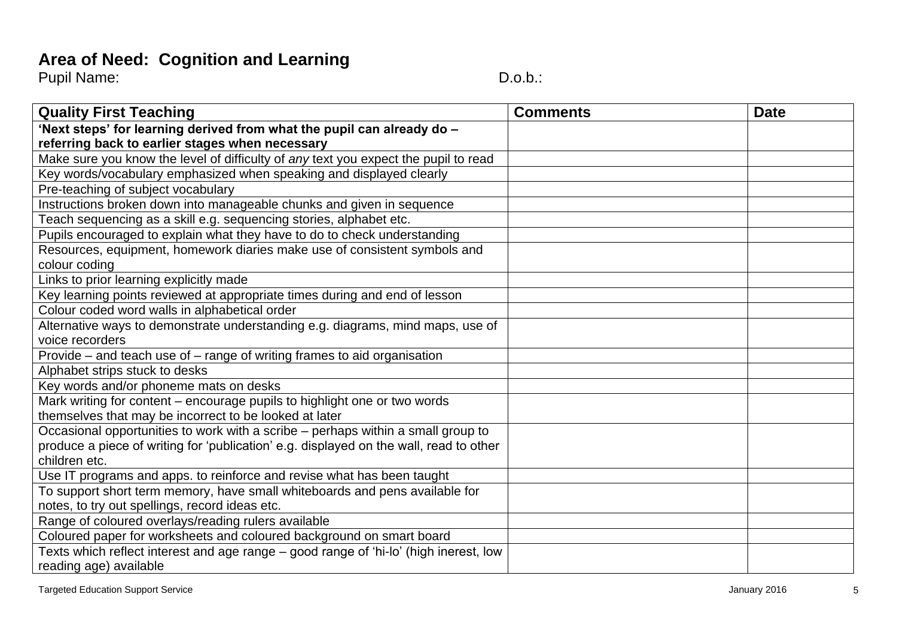## Area of Need: Cognition and Learning

Pupil Name: D.o.b.:

| Quality First Teaching | Comments | Date |
|---|---|---|
| **'Next steps' for learning derived from what the pupil can already do – referring back to earlier stages when necessary** | | |
| Make sure you know the level of difficulty of *any* text you expect the pupil to read | | |
| Key words/vocabulary emphasized when speaking and displayed clearly | | |
| Pre-teaching of subject vocabulary | | |
| Instructions broken down into manageable chunks and given in sequence | | |
| Teach sequencing as a skill e.g. sequencing stories, alphabet etc. | | |
| Pupils encouraged to explain what they have to do to check understanding | | |
| Resources, equipment, homework diaries make use of consistent symbols and colour coding | | |
| Links to prior learning explicitly made | | |
| Key learning points reviewed at appropriate times during and end of lesson | | |
| Colour coded word walls in alphabetical order | | |
| Alternative ways to demonstrate understanding e.g. diagrams, mind maps, use of voice recorders | | |
| Provide – and teach use of – range of writing frames to aid organisation | | |
| Alphabet strips stuck to desks | | |
| Key words and/or phoneme mats on desks | | |
| Mark writing for content – encourage pupils to highlight one or two words themselves that may be incorrect to be looked at later | | |
| Occasional opportunities to work with a scribe – perhaps within a small group to produce a piece of writing for 'publication' e.g. displayed on the wall, read to other children etc. | | |
| Use IT programs and apps. to reinforce and revise what has been taught | | |
| To support short term memory, have small whiteboards and pens available for notes, to try out spellings, record ideas etc. | | |
| Range of coloured overlays/reading rulers available | | |
| Coloured paper for worksheets and coloured background on smart board | | |
| Texts which reflect interest and age range – good range of 'hi-lo' (high inerest, low reading age) available | | |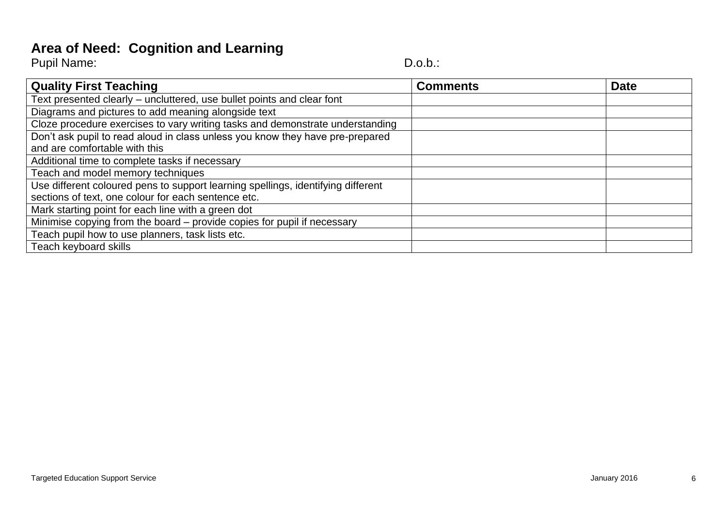## Area of Need: Cognition and Learning

Pupil Name: D.o.b.:

| Quality First Teaching | Comments | Date |
|---|---|---|
| Text presented clearly – uncluttered, use bullet points and clear font | | |
| Diagrams and pictures to add meaning alongside text | | |
| Cloze procedure exercises to vary writing tasks and demonstrate understanding | | |
| Don't ask pupil to read aloud in class unless you know they have pre-prepared and are comfortable with this | | |
| Additional time to complete tasks if necessary | | |
| Teach and model memory techniques | | |
| Use different coloured pens to support learning spellings, identifying different sections of text, one colour for each sentence etc. | | |
| Mark starting point for each line with a green dot | | |
| Minimise copying from the board – provide copies for pupil if necessary | | |
| Teach pupil how to use planners, task lists etc. | | |
| Teach keyboard skills | | |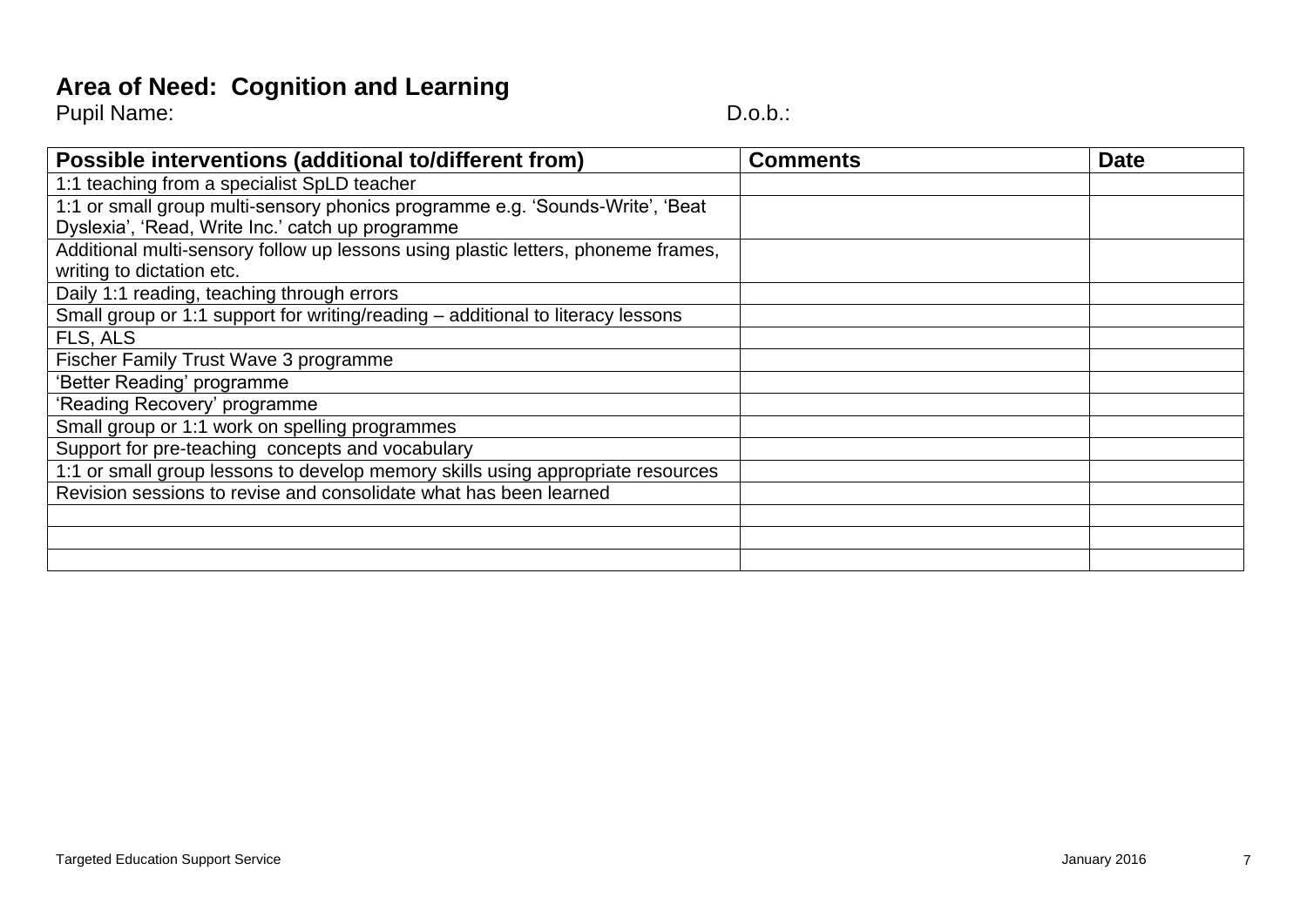# Area of Need: Cognition and Learning

Pupil Name: D.o.b.:

| Possible interventions (additional to/different from) | Comments | Date |
|---|---|---|
| 1:1 teaching from a specialist SpLD teacher | | |
| 1:1 or small group multi-sensory phonics programme e.g. 'Sounds-Write', 'Beat Dyslexia', 'Read, Write Inc.' catch up programme | | |
| Additional multi-sensory follow up lessons using plastic letters, phoneme frames, writing to dictation etc. | | |
| Daily 1:1 reading, teaching through errors | | |
| Small group or 1:1 support for writing/reading – additional to literacy lessons | | |
| FLS, ALS | | |
| Fischer Family Trust Wave 3 programme | | |
| 'Better Reading' programme | | |
| 'Reading Recovery' programme | | |
| Small group or 1:1 work on spelling programmes | | |
| Support for pre-teaching concepts and vocabulary | | |
| 1:1 or small group lessons to develop memory skills using appropriate resources | | |
| Revision sessions to revise and consolidate what has been learned | | |
| | | |
| | | |
| | | |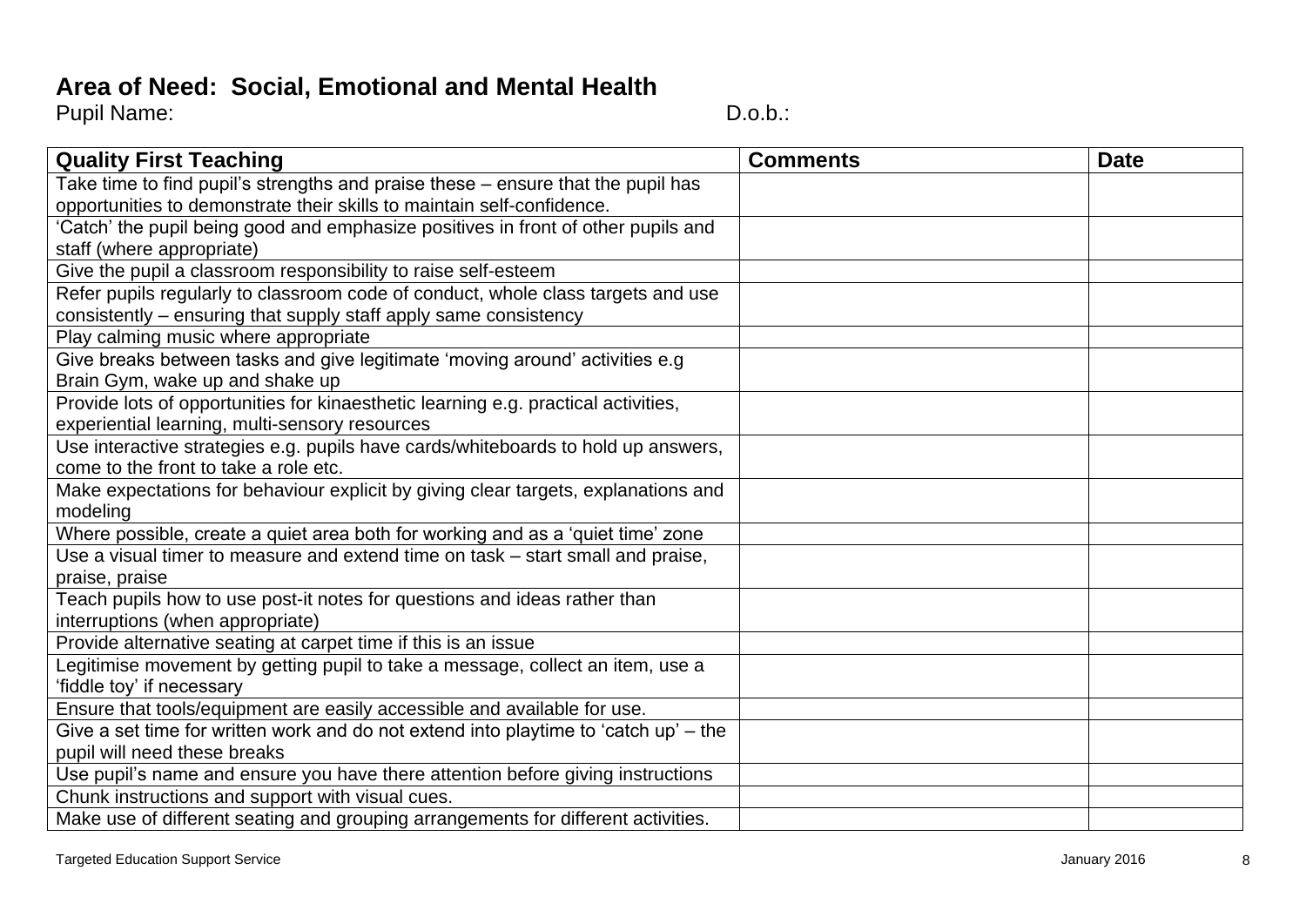## Area of Need:  Social, Emotional and Mental Health

Pupil Name: D.o.b.:

| Quality First Teaching | Comments | Date |
|---|---|---|
| Take time to find pupil's strengths and praise these – ensure that the pupil has opportunities to demonstrate their skills to maintain self-confidence. | | |
| 'Catch' the pupil being good and emphasize positives in front of other pupils and staff (where appropriate) | | |
| Give the pupil a classroom responsibility to raise self-esteem | | |
| Refer pupils regularly to classroom code of conduct, whole class targets and use consistently – ensuring that supply staff apply same consistency | | |
| Play calming music where appropriate | | |
| Give breaks between tasks and give legitimate 'moving around' activities e.g Brain Gym, wake up and shake up | | |
| Provide lots of opportunities for kinaesthetic learning e.g. practical activities, experiential learning, multi-sensory resources | | |
| Use interactive strategies e.g. pupils have cards/whiteboards to hold up answers, come to the front to take a role etc. | | |
| Make expectations for behaviour explicit by giving clear targets, explanations and modeling | | |
| Where possible, create a quiet area both for working and as a 'quiet time' zone | | |
| Use a visual timer to measure and extend time on task – start small and praise, praise, praise | | |
| Teach pupils how to use post-it notes for questions and ideas rather than interruptions (when appropriate) | | |
| Provide alternative seating at carpet time if this is an issue | | |
| Legitimise movement by getting pupil to take a message, collect an item, use a 'fiddle toy' if necessary | | |
| Ensure that tools/equipment are easily accessible and available for use. | | |
| Give a set time for written work and do not extend into playtime to 'catch up' – the pupil will need these breaks | | |
| Use pupil's name and ensure you have there attention before giving instructions | | |
| Chunk instructions and support with visual cues. | | |
| Make use of different seating and grouping arrangements for different activities. | | |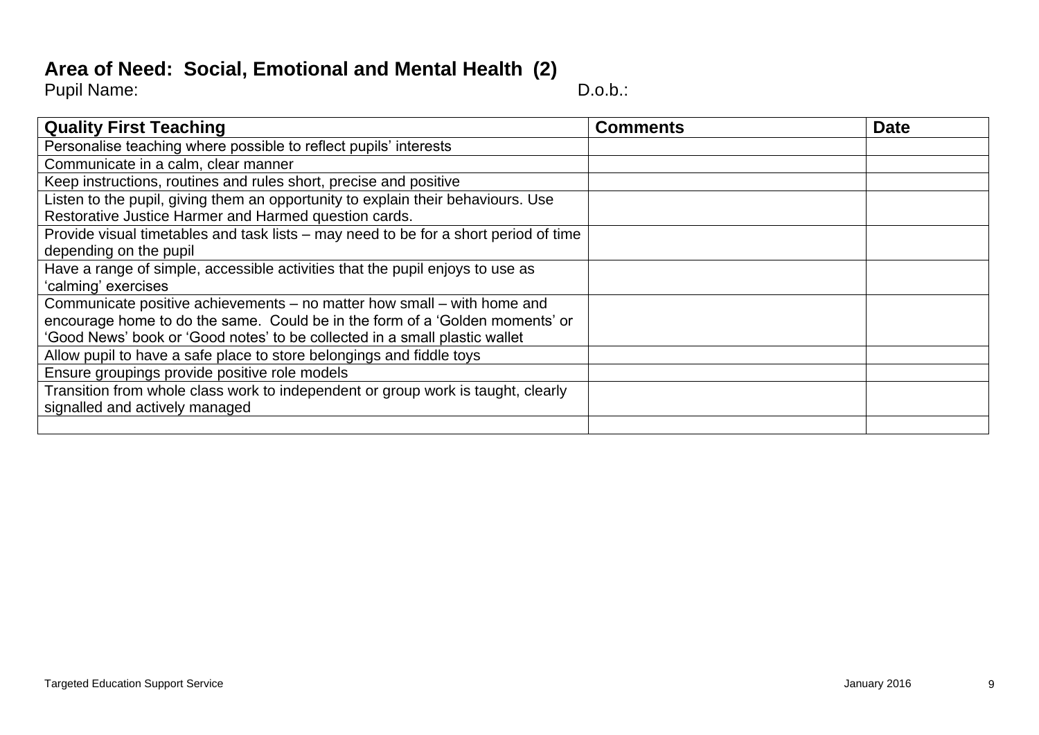## Area of Need: Social, Emotional and Mental Health (2)

Pupil Name: D.o.b.:

| Quality First Teaching | Comments | Date |
| --- | --- | --- |
| Personalise teaching where possible to reflect pupils' interests | | |
| Communicate in a calm, clear manner | | |
| Keep instructions, routines and rules short, precise and positive | | |
| Listen to the pupil, giving them an opportunity to explain their behaviours. Use Restorative Justice Harmer and Harmed question cards. | | |
| Provide visual timetables and task lists – may need to be for a short period of time depending on the pupil | | |
| Have a range of simple, accessible activities that the pupil enjoys to use as 'calming' exercises | | |
| Communicate positive achievements – no matter how small – with home and encourage home to do the same. Could be in the form of a 'Golden moments' or 'Good News' book or 'Good notes' to be collected in a small plastic wallet | | |
| Allow pupil to have a safe place to store belongings and fiddle toys | | |
| Ensure groupings provide positive role models | | |
| Transition from whole class work to independent or group work is taught, clearly signalled and actively managed | | |
| | | |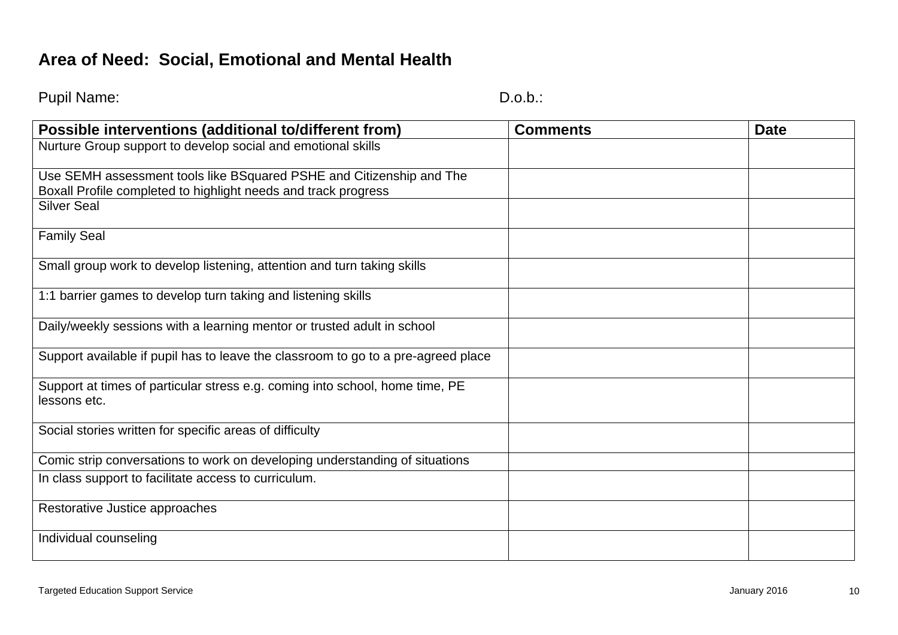## Area of Need: Social, Emotional and Mental Health

Pupil Name: D.o.b.:

| Possible interventions (additional to/different from) | Comments | Date |
|---|---|---|
| Nurture Group support to develop social and emotional skills | | |
| Use SEMH assessment tools like BSquared PSHE and Citizenship and The Boxall Profile completed to highlight needs and track progress | | |
| Silver Seal | | |
| Family Seal | | |
| Small group work to develop listening, attention and turn taking skills | | |
| 1:1 barrier games to develop turn taking and listening skills | | |
| Daily/weekly sessions with a learning mentor or trusted adult in school | | |
| Support available if pupil has to leave the classroom to go to a pre-agreed place | | |
| Support at times of particular stress e.g. coming into school, home time, PE lessons etc. | | |
| Social stories written for specific areas of difficulty | | |
| Comic strip conversations to work on developing understanding of situations | | |
| In class support to facilitate access to curriculum. | | |
| Restorative Justice approaches | | |
| Individual counseling | | |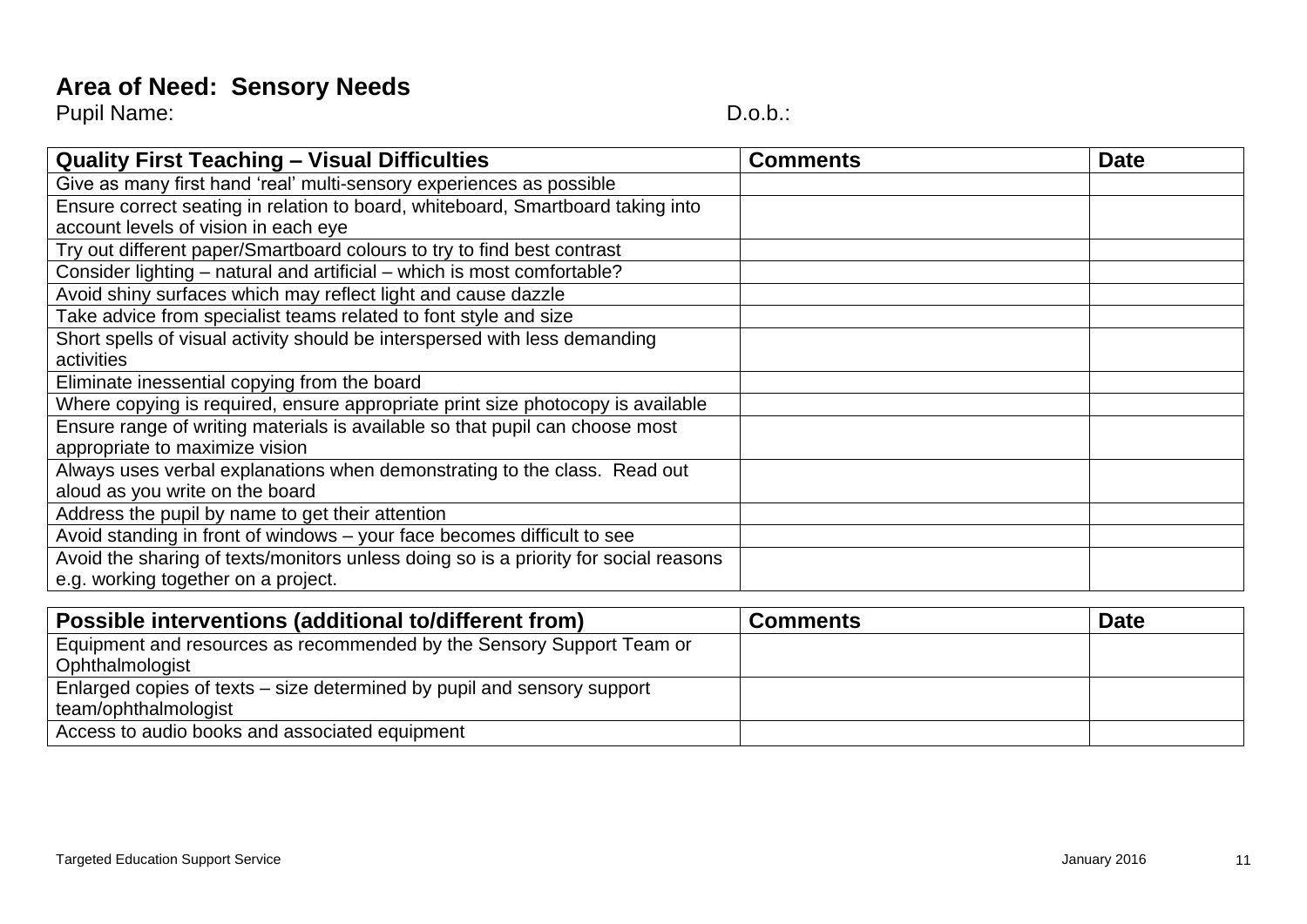## Area of Need: Sensory Needs

Pupil Name: D.o.b.:

| Quality First Teaching – Visual Difficulties | Comments | Date |
| --- | --- | --- |
| Give as many first hand 'real' multi-sensory experiences as possible | | |
| Ensure correct seating in relation to board, whiteboard, Smartboard taking into account levels of vision in each eye | | |
| Try out different paper/Smartboard colours to try to find best contrast | | |
| Consider lighting – natural and artificial – which is most comfortable? | | |
| Avoid shiny surfaces which may reflect light and cause dazzle | | |
| Take advice from specialist teams related to font style and size | | |
| Short spells of visual activity should be interspersed with less demanding activities | | |
| Eliminate inessential copying from the board | | |
| Where copying is required, ensure appropriate print size photocopy is available | | |
| Ensure range of writing materials is available so that pupil can choose most appropriate to maximize vision | | |
| Always uses verbal explanations when demonstrating to the class. Read out aloud as you write on the board | | |
| Address the pupil by name to get their attention | | |
| Avoid standing in front of windows – your face becomes difficult to see | | |
| Avoid the sharing of texts/monitors unless doing so is a priority for social reasons e.g. working together on a project. | | |

| Possible interventions (additional to/different from) | Comments | Date |
| --- | --- | --- |
| Equipment and resources as recommended by the Sensory Support Team or Ophthalmologist | | |
| Enlarged copies of texts – size determined by pupil and sensory support team/ophthalmologist | | |
| Access to audio books and associated equipment | | |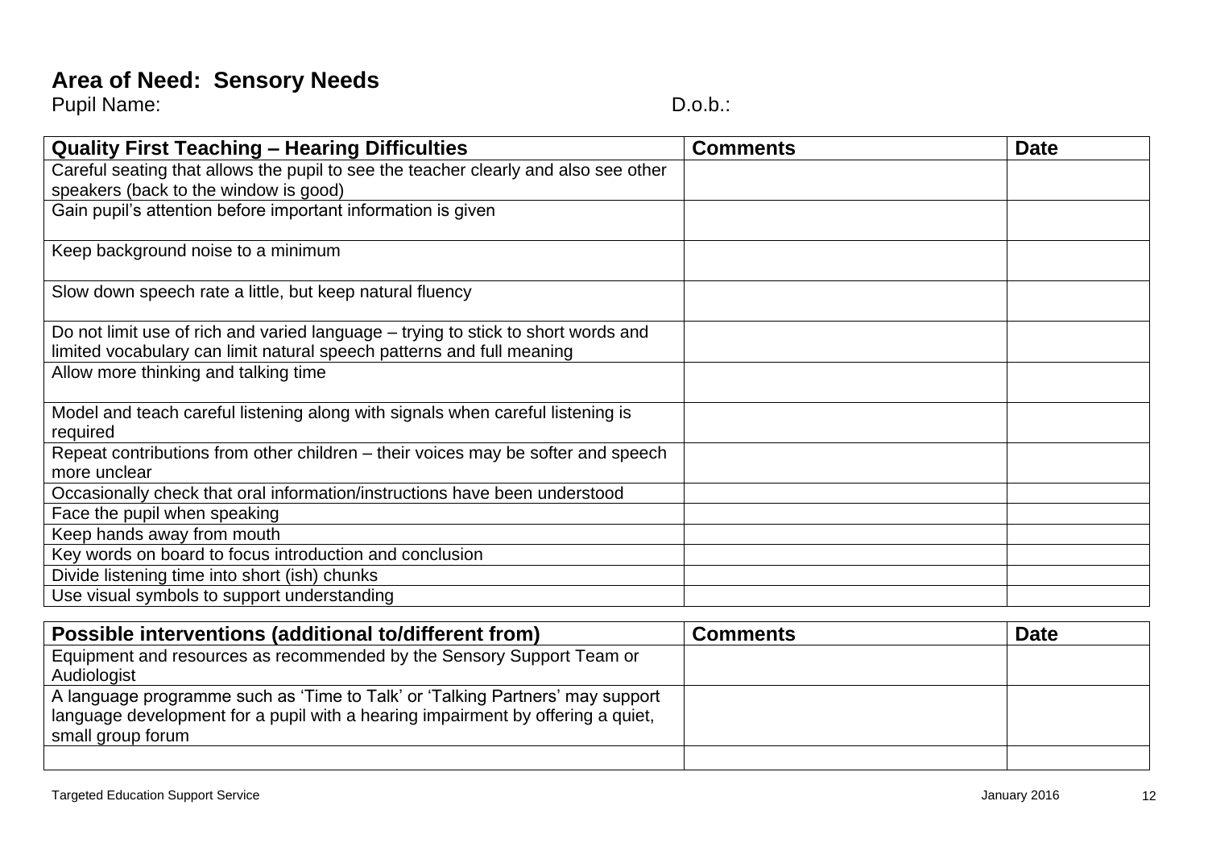**Area of Need: Sensory Needs**

Pupil Name: D.o.b.:

| Quality First Teaching – Hearing Difficulties | Comments | Date |
|---|---|---|
| Careful seating that allows the pupil to see the teacher clearly and also see other speakers (back to the window is good) | | |
| Gain pupil's attention before important information is given | | |
| Keep background noise to a minimum | | |
| Slow down speech rate a little, but keep natural fluency | | |
| Do not limit use of rich and varied language – trying to stick to short words and limited vocabulary can limit natural speech patterns and full meaning | | |
| Allow more thinking and talking time | | |
| Model and teach careful listening along with signals when careful listening is required | | |
| Repeat contributions from other children – their voices may be softer and speech more unclear | | |
| Occasionally check that oral information/instructions have been understood | | |
| Face the pupil when speaking | | |
| Keep hands away from mouth | | |
| Key words on board to focus introduction and conclusion | | |
| Divide listening time into short (ish) chunks | | |
| Use visual symbols to support understanding | | |

| Possible interventions (additional to/different from) | Comments | Date |
|---|---|---|
| Equipment and resources as recommended by the Sensory Support Team or Audiologist | | |
| A language programme such as 'Time to Talk' or 'Talking Partners' may support language development for a pupil with a hearing impairment by offering a quiet, small group forum | | |
| | | |

Targeted Education Support Service January 2016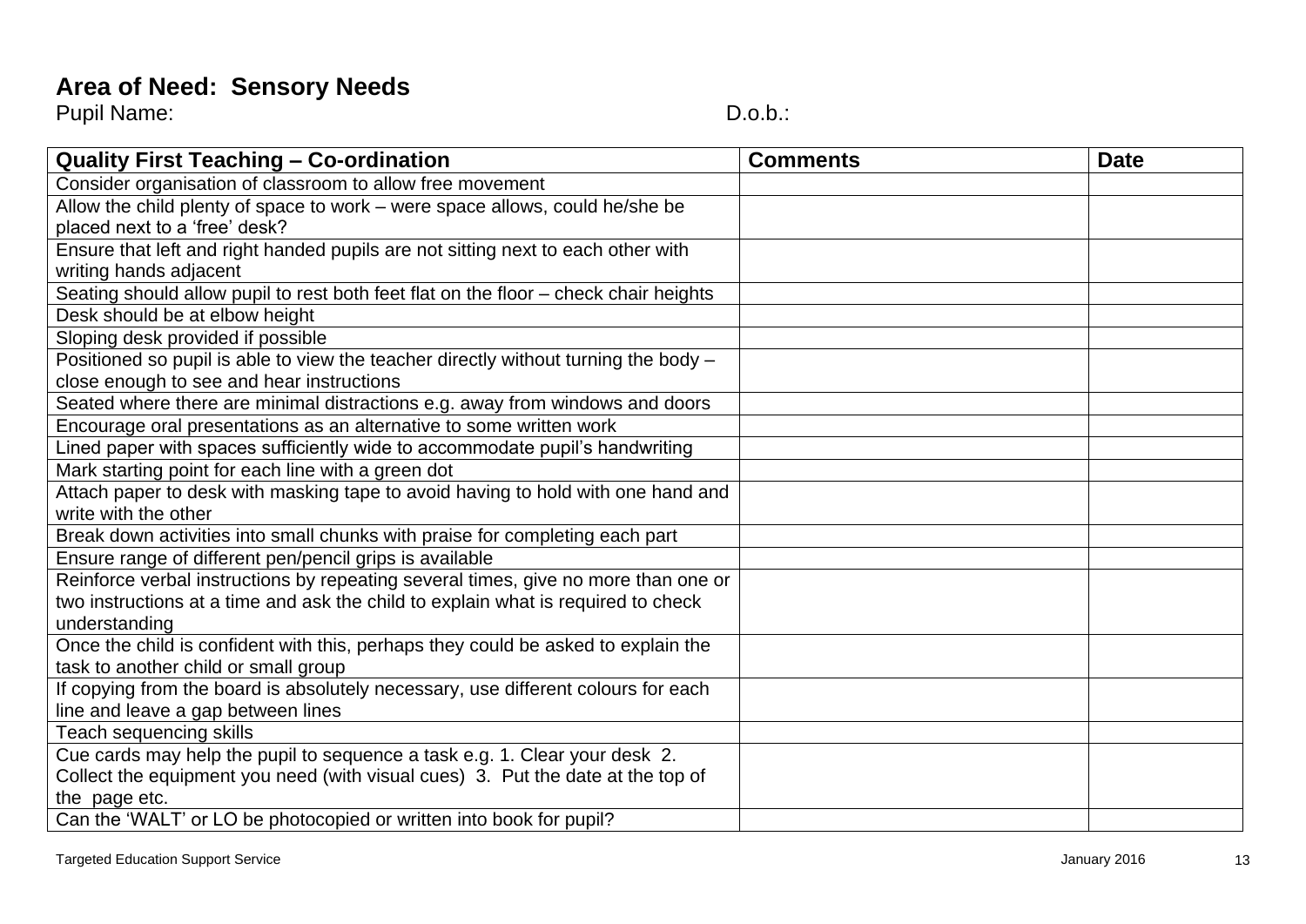# Area of Need: Sensory Needs

Pupil Name: D.o.b.:

| Quality First Teaching – Co-ordination | Comments | Date |
|---|---|---|
| Consider organisation of classroom to allow free movement | | |
| Allow the child plenty of space to work – were space allows, could he/she be placed next to a 'free' desk? | | |
| Ensure that left and right handed pupils are not sitting next to each other with writing hands adjacent | | |
| Seating should allow pupil to rest both feet flat on the floor – check chair heights | | |
| Desk should be at elbow height | | |
| Sloping desk provided if possible | | |
| Positioned so pupil is able to view the teacher directly without turning the body – close enough to see and hear instructions | | |
| Seated where there are minimal distractions e.g. away from windows and doors | | |
| Encourage oral presentations as an alternative to some written work | | |
| Lined paper with spaces sufficiently wide to accommodate pupil's handwriting | | |
| Mark starting point for each line with a green dot | | |
| Attach paper to desk with masking tape to avoid having to hold with one hand and write with the other | | |
| Break down activities into small chunks with praise for completing each part | | |
| Ensure range of different pen/pencil grips is available | | |
| Reinforce verbal instructions by repeating several times, give no more than one or two instructions at a time and ask the child to explain what is required to check understanding | | |
| Once the child is confident with this, perhaps they could be asked to explain the task to another child or small group | | |
| If copying from the board is absolutely necessary, use different colours for each line and leave a gap between lines | | |
| Teach sequencing skills | | |
| Cue cards may help the pupil to sequence a task e.g. 1. Clear your desk 2. Collect the equipment you need (with visual cues) 3. Put the date at the top of the page etc. | | |
| Can the 'WALT' or LO be photocopied or written into book for pupil? | | |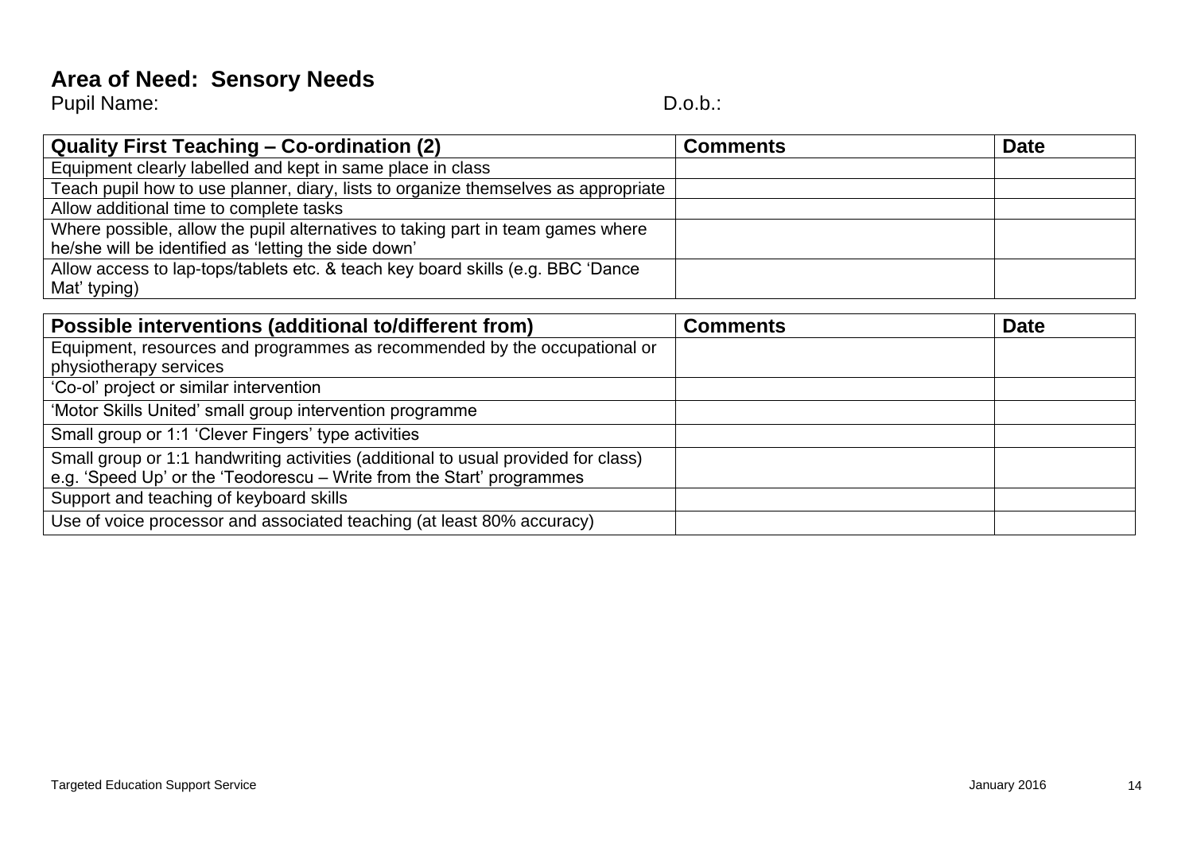## Area of Need: Sensory Needs

Pupil Name: D.o.b.:

| Quality First Teaching – Co-ordination (2) | Comments | Date |
|---|---|---|
| Equipment clearly labelled and kept in same place in class | | |
| Teach pupil how to use planner, diary, lists to organize themselves as appropriate | | |
| Allow additional time to complete tasks | | |
| Where possible, allow the pupil alternatives to taking part in team games where he/she will be identified as 'letting the side down' | | |
| Allow access to lap-tops/tablets etc. & teach key board skills (e.g. BBC 'Dance Mat' typing) | | |

| Possible interventions (additional to/different from) | Comments | Date |
|---|---|---|
| Equipment, resources and programmes as recommended by the occupational or physiotherapy services | | |
| 'Co-ol' project or similar intervention | | |
| 'Motor Skills United' small group intervention programme | | |
| Small group or 1:1 'Clever Fingers' type activities | | |
| Small group or 1:1 handwriting activities (additional to usual provided for class) e.g. 'Speed Up' or the 'Teodorescu – Write from the Start' programmes | | |
| Support and teaching of keyboard skills | | |
| Use of voice processor and associated teaching (at least 80% accuracy) | | |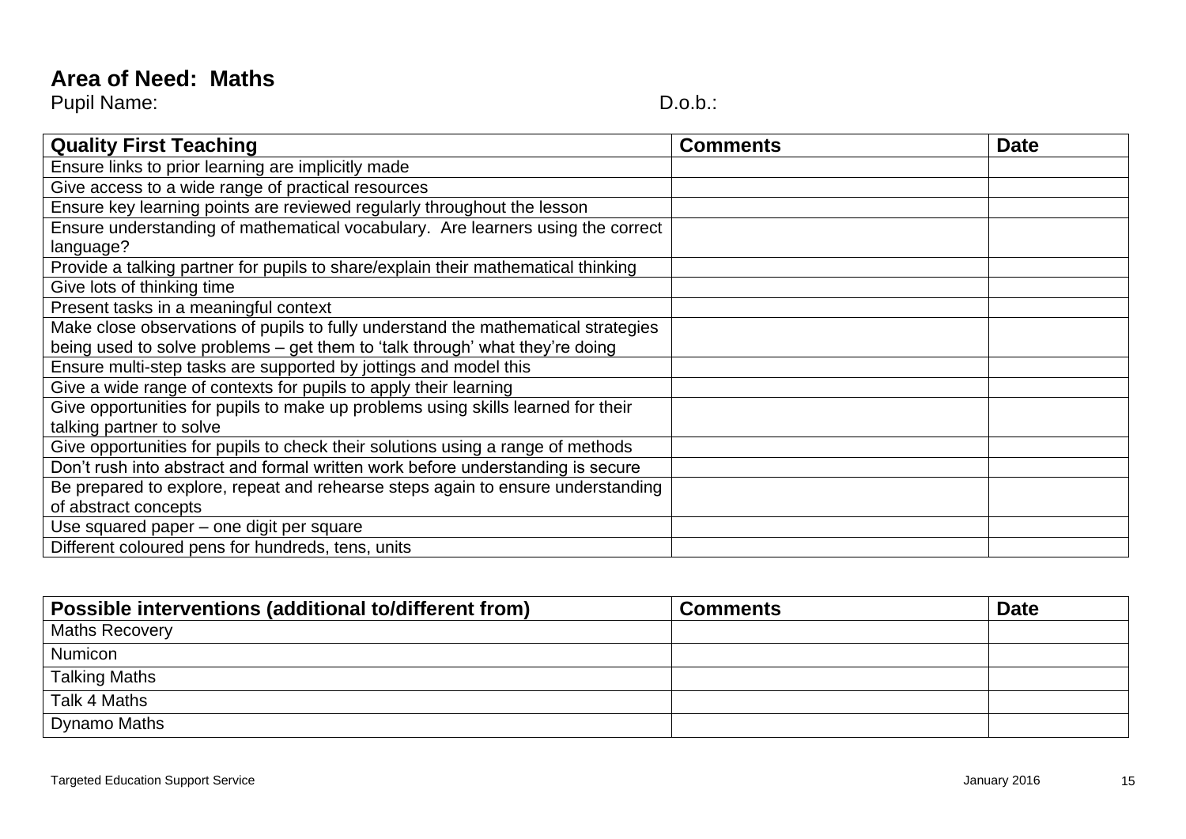## Area of Need: Maths

Pupil Name: D.o.b.:

| Quality First Teaching | Comments | Date |
| --- | --- | --- |
| Ensure links to prior learning are implicitly made | | |
| Give access to a wide range of practical resources | | |
| Ensure key learning points are reviewed regularly throughout the lesson | | |
| Ensure understanding of mathematical vocabulary. Are learners using the correct language? | | |
| Provide a talking partner for pupils to share/explain their mathematical thinking | | |
| Give lots of thinking time | | |
| Present tasks in a meaningful context | | |
| Make close observations of pupils to fully understand the mathematical strategies being used to solve problems – get them to 'talk through' what they're doing | | |
| Ensure multi-step tasks are supported by jottings and model this | | |
| Give a wide range of contexts for pupils to apply their learning | | |
| Give opportunities for pupils to make up problems using skills learned for their talking partner to solve | | |
| Give opportunities for pupils to check their solutions using a range of methods | | |
| Don't rush into abstract and formal written work before understanding is secure | | |
| Be prepared to explore, repeat and rehearse steps again to ensure understanding of abstract concepts | | |
| Use squared paper – one digit per square | | |
| Different coloured pens for hundreds, tens, units | | |

| Possible interventions (additional to/different from) | Comments | Date |
| --- | --- | --- |
| Maths Recovery | | |
| Numicon | | |
| Talking Maths | | |
| Talk 4 Maths | | |
| Dynamo Maths | | |